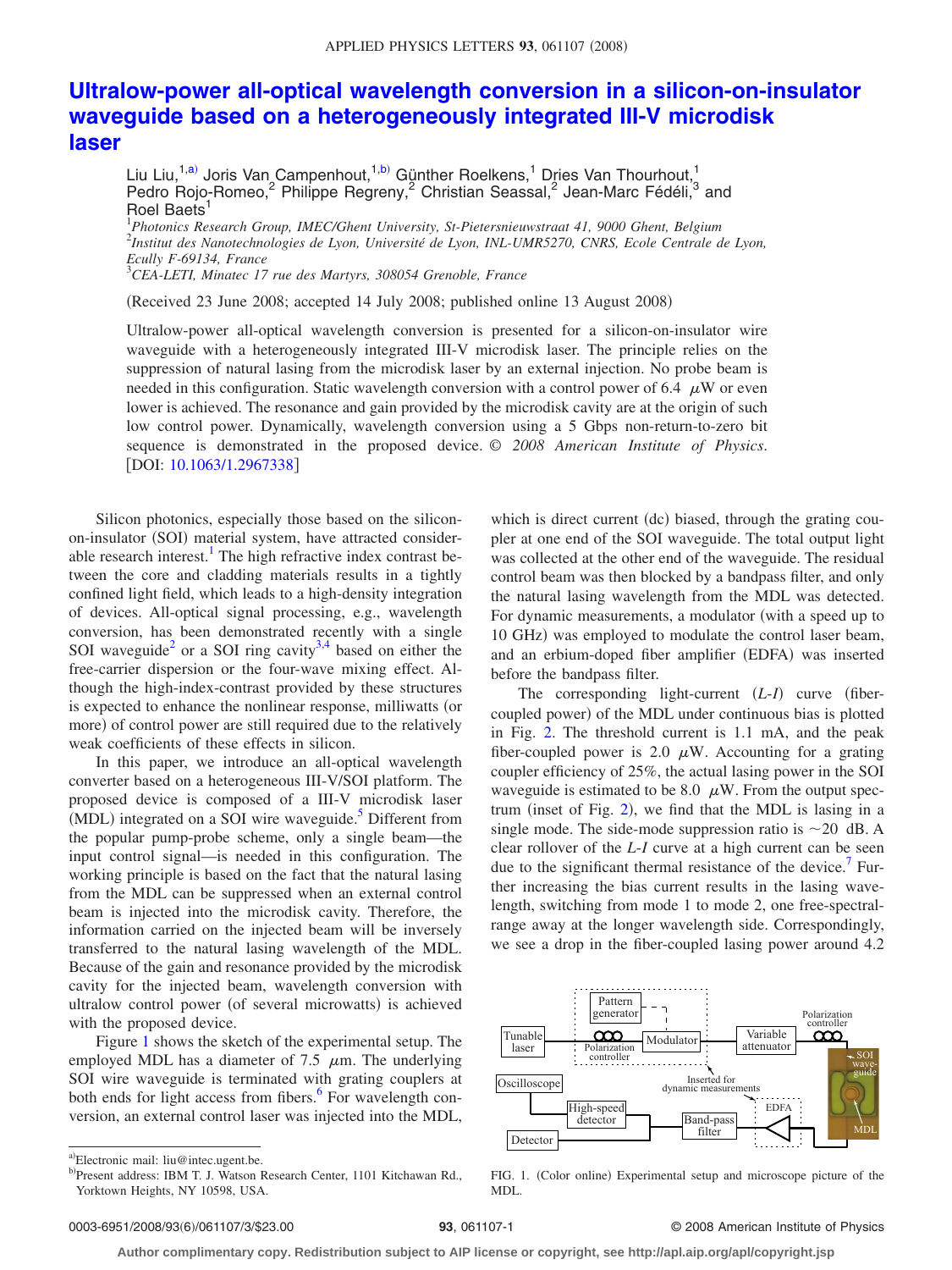# Ultralow-power all-optical wavelength conversion in a silicon-on-insulator waveguide based on a heterogeneously integrated III-V microdisk laser

Liu Liu,[1,a)] Joris Van Campenhout,[1,b)] Günther Roelkens,[1] Dries Van Thourhout,[1] Pedro Rojo-Romeo,[2] Philippe Regreny,[2] Christian Seassal,[2] Jean-Marc Fédéli,[3] and Roel Baets[1]

[1]*Photonics Research Group, IMEC/Ghent University, St-Pietersnieuwstraat 41, 9000 Ghent, Belgium*
[2]*Institut des Nanotechnologies de Lyon, Université de Lyon, INL-UMR5270, CNRS, Ecole Centrale de Lyon, Ecully F-69134, France*
[3]*CEA-LETI, Minatec 17 rue des Martyrs, 308054 Grenoble, France*

(Received 23 June 2008; accepted 14 July 2008; published online 13 August 2008)

Ultralow-power all-optical wavelength conversion is presented for a silicon-on-insulator wire waveguide with a heterogeneously integrated III-V microdisk laser. The principle relies on the suppression of natural lasing from the microdisk laser by an external injection. No probe beam is needed in this configuration. Static wavelength conversion with a control power of 6.4 μW or even lower is achieved. The resonance and gain provided by the microdisk cavity are at the origin of such low control power. Dynamically, wavelength conversion using a 5 Gbps non-return-to-zero bit sequence is demonstrated in the proposed device. © *2008 American Institute of Physics*. [DOI: 10.1063/1.2967338]

Silicon photonics, especially those based on the silicon-on-insulator (SOI) material system, have attracted considerable research interest.[1] The high refractive index contrast between the core and cladding materials results in a tightly confined light field, which leads to a high-density integration of devices. All-optical signal processing, e.g., wavelength conversion, has been demonstrated recently with a single SOI waveguide[2] or a SOI ring cavity[3,4] based on either the free-carrier dispersion or the four-wave mixing effect. Although the high-index-contrast provided by these structures is expected to enhance the nonlinear response, milliwatts (or more) of control power are still required due to the relatively weak coefficients of these effects in silicon.

In this paper, we introduce an all-optical wavelength converter based on a heterogeneous III-V/SOI platform. The proposed device is composed of a III-V microdisk laser (MDL) integrated on a SOI wire waveguide.[5] Different from the popular pump-probe scheme, only a single beam—the input control signal—is needed in this configuration. The working principle is based on the fact that the natural lasing from the MDL can be suppressed when an external control beam is injected into the microdisk cavity. Therefore, the information carried on the injected beam will be inversely transferred to the natural lasing wavelength of the MDL. Because of the gain and resonance provided by the microdisk cavity for the injected beam, wavelength conversion with ultralow control power (of several microwatts) is achieved with the proposed device.

Figure 1 shows the sketch of the experimental setup. The employed MDL has a diameter of 7.5 μm. The underlying SOI wire waveguide is terminated with grating couplers at both ends for light access from fibers.[6] For wavelength conversion, an external control laser was injected into the MDL, which is direct current (dc) biased, through the grating coupler at one end of the SOI waveguide. The total output light was collected at the other end of the waveguide. The residual control beam was then blocked by a bandpass filter, and only the natural lasing wavelength from the MDL was detected. For dynamic measurements, a modulator (with a speed up to 10 GHz) was employed to modulate the control laser beam, and an erbium-doped fiber amplifier (EDFA) was inserted before the bandpass filter.

The corresponding light-current (*L-I*) curve (fiber-coupled power) of the MDL under continuous bias is plotted in Fig. 2. The threshold current is 1.1 mA, and the peak fiber-coupled power is 2.0 μW. Accounting for a grating coupler efficiency of 25%, the actual lasing power in the SOI waveguide is estimated to be 8.0 μW. From the output spectrum (inset of Fig. 2), we find that the MDL is lasing in a single mode. The side-mode suppression ratio is ~20 dB. A clear rollover of the *L-I* curve at a high current can be seen due to the significant thermal resistance of the device.[7] Further increasing the bias current results in the lasing wavelength, switching from mode 1 to mode 2, one free-spectral-range away at the longer wavelength side. Correspondingly, we see a drop in the fiber-coupled lasing power around 4.2

FIG. 1. (Color online) Experimental setup and microscope picture of the MDL.

[a)]Electronic mail: liu@intec.ugent.be.
[b)]Present address: IBM T. J. Watson Research Center, 1101 Kitchawan Rd., Yorktown Heights, NY 10598, USA.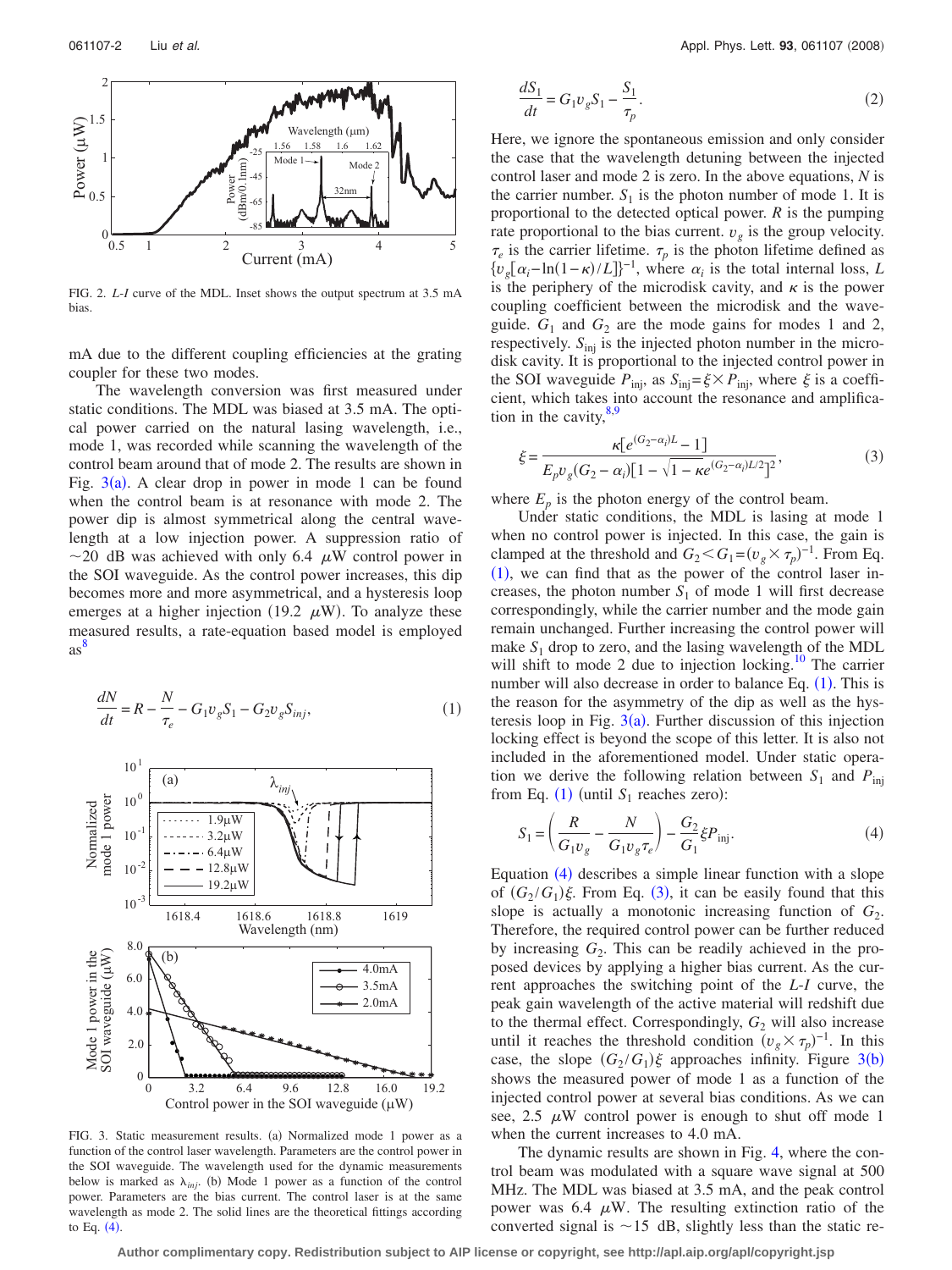FIG. 2. *L-I* curve of the MDL. Inset shows the output spectrum at 3.5 mA bias.

mA due to the different coupling efficiencies at the grating coupler for these two modes.

The wavelength conversion was first measured under static conditions. The MDL was biased at 3.5 mA. The optical power carried on the natural lasing wavelength, i.e., mode 1, was recorded while scanning the wavelength of the control beam around that of mode 2. The results are shown in Fig. 3(a). A clear drop in power in mode 1 can be found when the control beam is at resonance with mode 2. The power dip is almost symmetrical along the central wavelength at a low injection power. A suppression ratio of ~20 dB was achieved with only 6.4 $\mu$W control power in the SOI waveguide. As the control power increases, this dip becomes more and more asymmetrical, and a hysteresis loop emerges at a higher injection (19.2 $\mu$W). To analyze these measured results, a rate-equation based model is employed as[8]

$$\frac{dN}{dt} = R - \frac{N}{\tau_e} - G_1 v_g S_1 - G_2 v_g S_{inj}, \tag{1}$$

FIG. 3. Static measurement results. (a) Normalized mode 1 power as a function of the control laser wavelength. Parameters are the control power in the SOI waveguide. The wavelength used for the dynamic measurements below is marked as $\lambda_{inj}$. (b) Mode 1 power as a function of the control power. Parameters are the bias current. The control laser is at the same wavelength as mode 2. The solid lines are the theoretical fittings according to Eq. (4).

$$\frac{dS_1}{dt} = G_1 v_g S_1 - \frac{S_1}{\tau_p}. \tag{2}$$

Here, we ignore the spontaneous emission and only consider the case that the wavelength detuning between the injected control laser and mode 2 is zero. In the above equations, $N$ is the carrier number. $S_1$ is the photon number of mode 1. It is proportional to the detected optical power. $R$ is the pumping rate proportional to the bias current. $v_g$ is the group velocity. $\tau_e$ is the carrier lifetime. $\tau_p$ is the photon lifetime defined as $\{v_g[\alpha_i - \ln(1-\kappa)/L]\}^{-1}$, where $\alpha_i$ is the total internal loss, $L$ is the periphery of the microdisk cavity, and $\kappa$ is the power coupling coefficient between the microdisk and the waveguide. $G_1$ and $G_2$ are the mode gains for modes 1 and 2, respectively. $S_{inj}$ is the injected photon number in the microdisk cavity. It is proportional to the injected control power in the SOI waveguide $P_{inj}$, as $S_{inj} = \xi \times P_{inj}$, where $\xi$ is a coefficient, which takes into account the resonance and amplification in the cavity,[8,9]

$$\xi = \frac{\kappa[e^{(G_2-\alpha_i)L} - 1]}{E_p v_g (G_2 - \alpha_i)[1 - \sqrt{1-\kappa} e^{(G_2-\alpha_i)L/2}]^2}, \tag{3}$$

where $E_p$ is the photon energy of the control beam.

Under static conditions, the MDL is lasing at mode 1 when no control power is injected. In this case, the gain is clamped at the threshold and $G_2 < G_1 = (v_g \times \tau_p)^{-1}$. From Eq. (1), we can find that as the power of the control laser increases, the photon number $S_1$ of mode 1 will first decrease correspondingly, while the carrier number and the mode gain remain unchanged. Further increasing the control power will make $S_1$ drop to zero, and the lasing wavelength of the MDL will shift to mode 2 due to injection locking.[10] The carrier number will also decrease in order to balance Eq. (1). This is the reason for the asymmetry of the dip as well as the hysteresis loop in Fig. 3(a). Further discussion of this injection locking effect is beyond the scope of this letter. It is also not included in the aforementioned model. Under static operation we derive the following relation between $S_1$ and $P_{inj}$ from Eq. (1) (until $S_1$ reaches zero):

$$S_1 = \left(\frac{R}{G_1 v_g} - \frac{N}{G_1 v_g \tau_e}\right) - \frac{G_2}{G_1}\xi P_{inj}. \tag{4}$$

Equation (4) describes a simple linear function with a slope of $(G_2/G_1)\xi$. From Eq. (3), it can be easily found that this slope is actually a monotonic increasing function of $G_2$. Therefore, the required control power can be further reduced by increasing $G_2$. This can be readily achieved in the proposed devices by applying a higher bias current. As the current approaches the switching point of the *L-I* curve, the peak gain wavelength of the active material will redshift due to the thermal effect. Correspondingly, $G_2$ will also increase until it reaches the threshold condition $(v_g \times \tau_p)^{-1}$. In this case, the slope $(G_2/G_1)\xi$ approaches infinity. Figure 3(b) shows the measured power of mode 1 as a function of the injected control power at several bias conditions. As we can see, 2.5 $\mu$W control power is enough to shut off mode 1 when the current increases to 4.0 mA.

The dynamic results are shown in Fig. 4, where the control beam was modulated with a square wave signal at 500 MHz. The MDL was biased at 3.5 mA, and the peak control power was 6.4 $\mu$W. The resulting extinction ratio of the converted signal is ~15 dB, slightly less than the static re-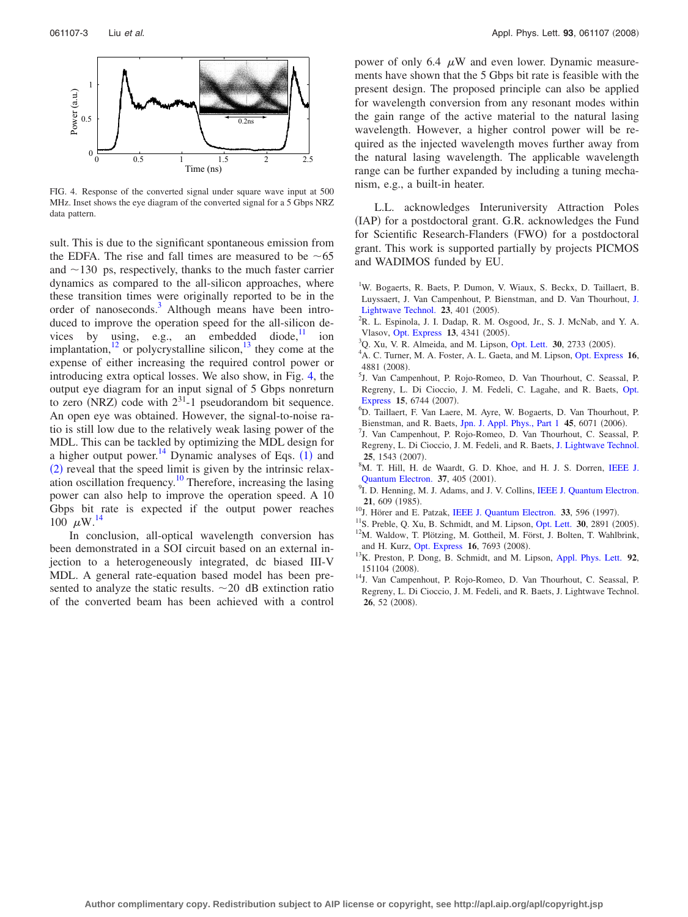Power (a.u.)

1

0.5

0

0 0.5 1 1.5 2 2.5

Time (ns)

0.2ns

FIG. 4. Response of the converted signal under square wave input at 500 MHz. Inset shows the eye diagram of the converted signal for a 5 Gbps NRZ data pattern.

sult. This is due to the significant spontaneous emission from the EDFA. The rise and fall times are measured to be ~65 and ~130 ps, respectively, thanks to the much faster carrier dynamics as compared to the all-silicon approaches, where these transition times were originally reported to be in the order of nanoseconds.[3] Although means have been introduced to improve the operation speed for the all-silicon devices by using, e.g., an embedded diode,[11] ion implantation,[12] or polycrystalline silicon,[13] they come at the expense of either increasing the required control power or introducing extra optical losses. We also show, in Fig. 4, the output eye diagram for an input signal of 5 Gbps nonreturn to zero (NRZ) code with $2^{31}$-1 pseudorandom bit sequence. An open eye was obtained. However, the signal-to-noise ratio is still low due to the relatively weak lasing power of the MDL. This can be tackled by optimizing the MDL design for a higher output power.[14] Dynamic analyses of Eqs. (1) and (2) reveal that the speed limit is given by the intrinsic relaxation oscillation frequency.[10] Therefore, increasing the lasing power can also help to improve the operation speed. A 10 Gbps bit rate is expected if the output power reaches 100 $\mu$W.[14]

In conclusion, all-optical wavelength conversion has been demonstrated in a SOI circuit based on an external injection to a heterogeneously integrated, dc biased III-V MDL. A general rate-equation based model has been presented to analyze the static results. ~20 dB extinction ratio of the converted beam has been achieved with a control power of only 6.4 $\mu$W and even lower. Dynamic measurements have shown that the 5 Gbps bit rate is feasible with the present design. The proposed principle can also be applied for wavelength conversion from any resonant modes within the gain range of the active material to the natural lasing wavelength. However, a higher control power will be required as the injected wavelength moves further away from the natural lasing wavelength. The applicable wavelength range can be further expanded by including a tuning mechanism, e.g., a built-in heater.

L.L. acknowledges Interuniversity Attraction Poles (IAP) for a postdoctoral grant. G.R. acknowledges the Fund for Scientific Research-Flanders (FWO) for a postdoctoral grant. This work is supported partially by projects PICMOS and WADIMOS funded by EU.

[1] W. Bogaerts, R. Baets, P. Dumon, V. Wiaux, S. Beckx, D. Taillaert, B. Luyssaert, J. Van Campenhout, P. Bienstman, and D. Van Thourhout, J. Lightwave Technol. **23**, 401 (2005).

[2] R. L. Espinola, J. I. Dadap, R. M. Osgood, Jr., S. J. McNab, and Y. A. Vlasov, Opt. Express **13**, 4341 (2005).

[3] Q. Xu, V. R. Almeida, and M. Lipson, Opt. Lett. **30**, 2733 (2005).

[4] A. C. Turner, M. A. Foster, A. L. Gaeta, and M. Lipson, Opt. Express **16**, 4881 (2008).

[5] J. Van Campenhout, P. Rojo-Romeo, D. Van Thourhout, C. Seassal, P. Regreny, L. Di Cioccio, J. M. Fedeli, C. Lagahe, and R. Baets, Opt. Express **15**, 6744 (2007).

[6] D. Taillaert, F. Van Laere, M. Ayre, W. Bogaerts, D. Van Thourhout, P. Bienstman, and R. Baets, Jpn. J. Appl. Phys., Part 1 **45**, 6071 (2006).

[7] J. Van Campenhout, P. Rojo-Romeo, D. Van Thourhout, C. Seassal, P. Regreny, L. Di Cioccio, J. M. Fedeli, and R. Baets, J. Lightwave Technol. **25**, 1543 (2007).

[8] M. T. Hill, H. de Waardt, G. D. Khoe, and H. J. S. Dorren, IEEE J. Quantum Electron. **37**, 405 (2001).

[9] I. D. Henning, M. J. Adams, and J. V. Collins, IEEE J. Quantum Electron. **21**, 609 (1985).

[10] J. Hörer and E. Patzak, IEEE J. Quantum Electron. **33**, 596 (1997).

[11] S. Preble, Q. Xu, B. Schmidt, and M. Lipson, Opt. Lett. **30**, 2891 (2005).

[12] M. Waldow, T. Plötzing, M. Gottheil, M. Först, J. Bolten, T. Wahlbrink, and H. Kurz, Opt. Express **16**, 7693 (2008).

[13] K. Preston, P. Dong, B. Schmidt, and M. Lipson, Appl. Phys. Lett. **92**, 151104 (2008).

[14] J. Van Campenhout, P. Rojo-Romeo, D. Van Thourhout, C. Seassal, P. Regreny, L. Di Cioccio, J. M. Fedeli, and R. Baets, J. Lightwave Technol. **26**, 52 (2008).